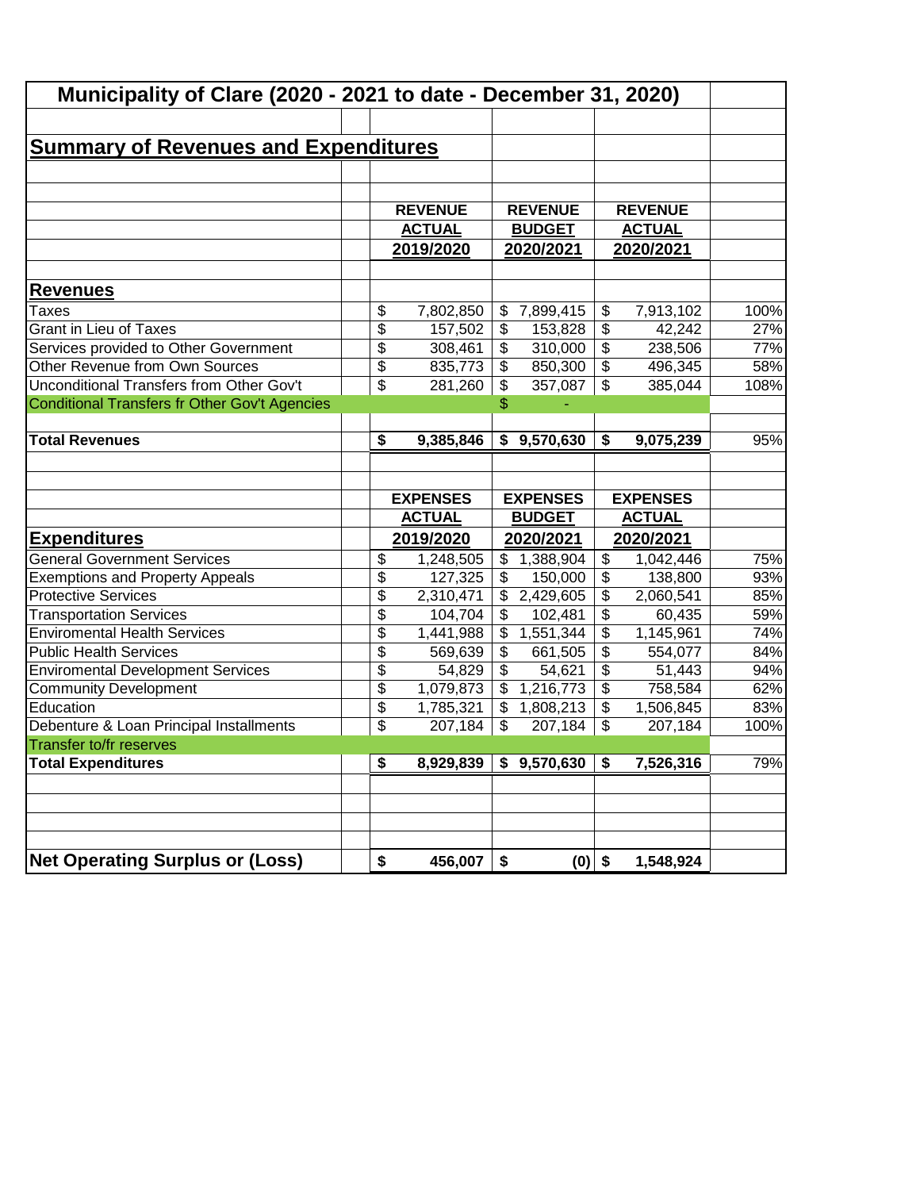# Municipality of Clare (2020 - 2021 to date - December 31, 2020)

## Summary of Revenues and Expenditures

| | REVENUE ACTUAL 2019/2020 | REVENUE BUDGET 2020/2021 | REVENUE ACTUAL 2020/2021 | |
|---|---|---|---|---|
| **Revenues** | | | | |
| Taxes | $ 7,802,850 | $ 7,899,415 | $ 7,913,102 | 100% |
| Grant in Lieu of Taxes | $ 157,502 | $ 153,828 | $ 42,242 | 27% |
| Services provided to Other Government | $ 308,461 | $ 310,000 | $ 238,506 | 77% |
| Other Revenue from Own Sources | $ 835,773 | $ 850,300 | $ 496,345 | 58% |
| Unconditional Transfers from Other Gov't | $ 281,260 | $ 357,087 | $ 385,044 | 108% |
| Conditional Transfers fr Other Gov't Agencies | | $ - | | |
| **Total Revenues** | **$ 9,385,846** | **$ 9,570,630** | **$ 9,075,239** | 95% |

| **Expenditures** | EXPENSES ACTUAL 2019/2020 | EXPENSES BUDGET 2020/2021 | EXPENSES ACTUAL 2020/2021 | |
|---|---|---|---|---|
| General Government Services | $ 1,248,505 | $ 1,388,904 | $ 1,042,446 | 75% |
| Exemptions and Property Appeals | $ 127,325 | $ 150,000 | $ 138,800 | 93% |
| Protective Services | $ 2,310,471 | $ 2,429,605 | $ 2,060,541 | 85% |
| Transportation Services | $ 104,704 | $ 102,481 | $ 60,435 | 59% |
| Enviromental Health Services | $ 1,441,988 | $ 1,551,344 | $ 1,145,961 | 74% |
| Public Health Services | $ 569,639 | $ 661,505 | $ 554,077 | 84% |
| Enviromental Development Services | $ 54,829 | $ 54,621 | $ 51,443 | 94% |
| Community Development | $ 1,079,873 | $ 1,216,773 | $ 758,584 | 62% |
| Education | $ 1,785,321 | $ 1,808,213 | $ 1,506,845 | 83% |
| Debenture & Loan Principal Installments | $ 207,184 | $ 207,184 | $ 207,184 | 100% |
| Transfer to/fr reserves | | | | |
| **Total Expenditures** | **$ 8,929,839** | **$ 9,570,630** | **$ 7,526,316** | 79% |

| | | | | |
|---|---|---|---|---|
| **Net Operating Surplus or (Loss)** | **$ 456,007** | **$ (0)** | **$ 1,548,924** | |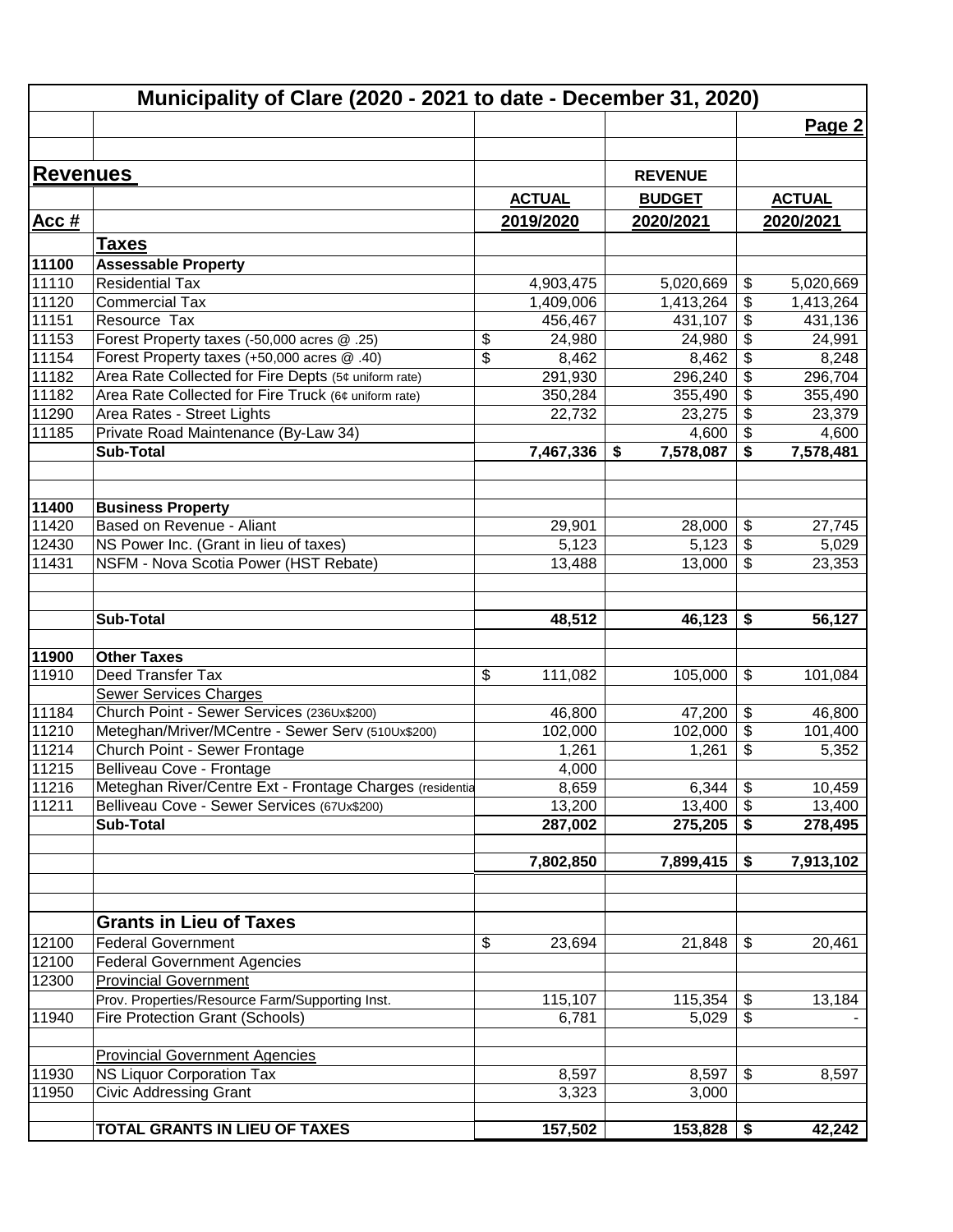# Municipality of Clare (2020 - 2021 to date - December 31, 2020)

**Page 2**

## Revenues

| Acc # | | ACTUAL 2019/2020 | REVENUE BUDGET 2020/2021 | ACTUAL 2020/2021 |
|---|---|---|---|---|
| | **Taxes** | | | |
| 11100 | **Assessable Property** | | | |
| 11110 | Residential Tax | 4,903,475 | 5,020,669 | $ 5,020,669 |
| 11120 | Commercial Tax | 1,409,006 | 1,413,264 | $ 1,413,264 |
| 11151 | Resource Tax | 456,467 | 431,107 | $ 431,136 |
| 11153 | Forest Property taxes (-50,000 acres @ .25) | $ 24,980 | 24,980 | $ 24,991 |
| 11154 | Forest Property taxes (+50,000 acres @ .40) | $ 8,462 | 8,462 | $ 8,248 |
| 11182 | Area Rate Collected for Fire Depts (5¢ uniform rate) | 291,930 | 296,240 | $ 296,704 |
| 11182 | Area Rate Collected for Fire Truck (6¢ uniform rate) | 350,284 | 355,490 | $ 355,490 |
| 11290 | Area Rates - Street Lights | 22,732 | 23,275 | $ 23,379 |
| 11185 | Private Road Maintenance (By-Law 34) | | 4,600 | $ 4,600 |
| | **Sub-Total** | **7,467,336** | **$ 7,578,087** | **$ 7,578,481** |
| | | | | |
| 11400 | **Business Property** | | | |
| 11420 | Based on Revenue - Aliant | 29,901 | 28,000 | $ 27,745 |
| 12430 | NS Power Inc. (Grant in lieu of taxes) | 5,123 | 5,123 | $ 5,029 |
| 11431 | NSFM - Nova Scotia Power (HST Rebate) | 13,488 | 13,000 | $ 23,353 |
| | | | | |
| | **Sub-Total** | **48,512** | **46,123** | **$ 56,127** |
| | | | | |
| 11900 | **Other Taxes** | | | |
| 11910 | Deed Transfer Tax | $ 111,082 | 105,000 | $ 101,084 |
| | Sewer Services Charges | | | |
| 11184 | Church Point - Sewer Services (236Ux$200) | 46,800 | 47,200 | $ 46,800 |
| 11210 | Meteghan/Mriver/MCentre - Sewer Serv (510Ux$200) | 102,000 | 102,000 | $ 101,400 |
| 11214 | Church Point - Sewer Frontage | 1,261 | 1,261 | $ 5,352 |
| 11215 | Belliveau Cove - Frontage | 4,000 | | |
| 11216 | Meteghan River/Centre Ext - Frontage Charges (residentia | 8,659 | 6,344 | $ 10,459 |
| 11211 | Belliveau Cove - Sewer Services (67Ux$200) | 13,200 | 13,400 | $ 13,400 |
| | **Sub-Total** | **287,002** | **275,205** | **$ 278,495** |
| | | | | |
| | | **7,802,850** | **7,899,415** | **$ 7,913,102** |
| | | | | |
| | **Grants in Lieu of Taxes** | | | |
| 12100 | Federal Government | $ 23,694 | 21,848 | $ 20,461 |
| 12100 | Federal Government Agencies | | | |
| 12300 | Provincial Government | | | |
| | Prov. Properties/Resource Farm/Supporting Inst. | 115,107 | 115,354 | $ 13,184 |
| 11940 | Fire Protection Grant (Schools) | 6,781 | 5,029 | $ - |
| | | | | |
| | Provincial Government Agencies | | | |
| 11930 | NS Liquor Corporation Tax | 8,597 | 8,597 | $ 8,597 |
| 11950 | Civic Addressing Grant | 3,323 | 3,000 | |
| | | | | |
| | **TOTAL GRANTS IN LIEU OF TAXES** | **157,502** | **153,828** | **$ 42,242** |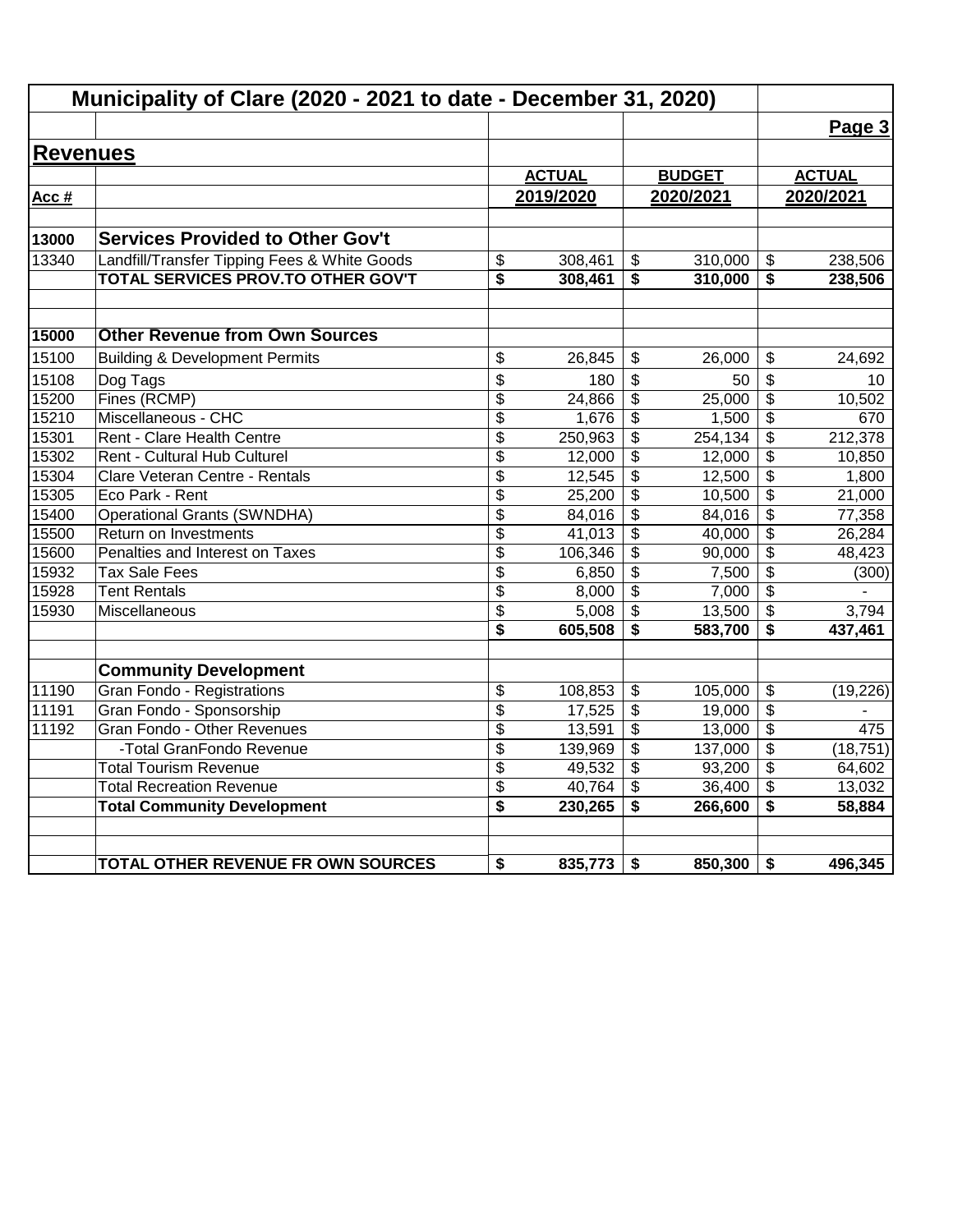# Municipality of Clare (2020 - 2021 to date - December 31, 2020)

## Revenues

| Acc # | | ACTUAL 2019/2020 | BUDGET 2020/2021 | ACTUAL 2020/2021 |
|---|---|---|---|---|
| **13000** | **Services Provided to Other Gov't** | | | |
| 13340 | Landfill/Transfer Tipping Fees & White Goods | $ 308,461 | $ 310,000 | $ 238,506 |
| | **TOTAL SERVICES PROV.TO OTHER GOV'T** | **$ 308,461** | **$ 310,000** | **$ 238,506** |
| | | | | |
| **15000** | **Other Revenue from Own Sources** | | | |
| 15100 | Building & Development Permits | $ 26,845 | $ 26,000 | $ 24,692 |
| 15108 | Dog Tags | $ 180 | $ 50 | $ 10 |
| 15200 | Fines (RCMP) | $ 24,866 | $ 25,000 | $ 10,502 |
| 15210 | Miscellaneous - CHC | $ 1,676 | $ 1,500 | $ 670 |
| 15301 | Rent - Clare Health Centre | $ 250,963 | $ 254,134 | $ 212,378 |
| 15302 | Rent - Cultural Hub Culturel | $ 12,000 | $ 12,000 | $ 10,850 |
| 15304 | Clare Veteran Centre - Rentals | $ 12,545 | $ 12,500 | $ 1,800 |
| 15305 | Eco Park - Rent | $ 25,200 | $ 10,500 | $ 21,000 |
| 15400 | Operational Grants (SWNDHA) | $ 84,016 | $ 84,016 | $ 77,358 |
| 15500 | Return on Investments | $ 41,013 | $ 40,000 | $ 26,284 |
| 15600 | Penalties and Interest on Taxes | $ 106,346 | $ 90,000 | $ 48,423 |
| 15932 | Tax Sale Fees | $ 6,850 | $ 7,500 | $ (300) |
| 15928 | Tent Rentals | $ 8,000 | $ 7,000 | $ - |
| 15930 | Miscellaneous | $ 5,008 | $ 13,500 | $ 3,794 |
| | | **$ 605,508** | **$ 583,700** | **$ 437,461** |
| | | | | |
| | **Community Development** | | | |
| 11190 | Gran Fondo - Registrations | $ 108,853 | $ 105,000 | $ (19,226) |
| 11191 | Gran Fondo - Sponsorship | $ 17,525 | $ 19,000 | $ - |
| 11192 | Gran Fondo - Other Revenues | $ 13,591 | $ 13,000 | $ 475 |
| | -Total GranFondo Revenue | $ 139,969 | $ 137,000 | $ (18,751) |
| | Total Tourism Revenue | $ 49,532 | $ 93,200 | $ 64,602 |
| | Total Recreation Revenue | $ 40,764 | $ 36,400 | $ 13,032 |
| | **Total Community Development** | **$ 230,265** | **$ 266,600** | **$ 58,884** |
| | | | | |
| | **TOTAL OTHER REVENUE FR OWN SOURCES** | **$ 835,773** | **$ 850,300** | **$ 496,345** |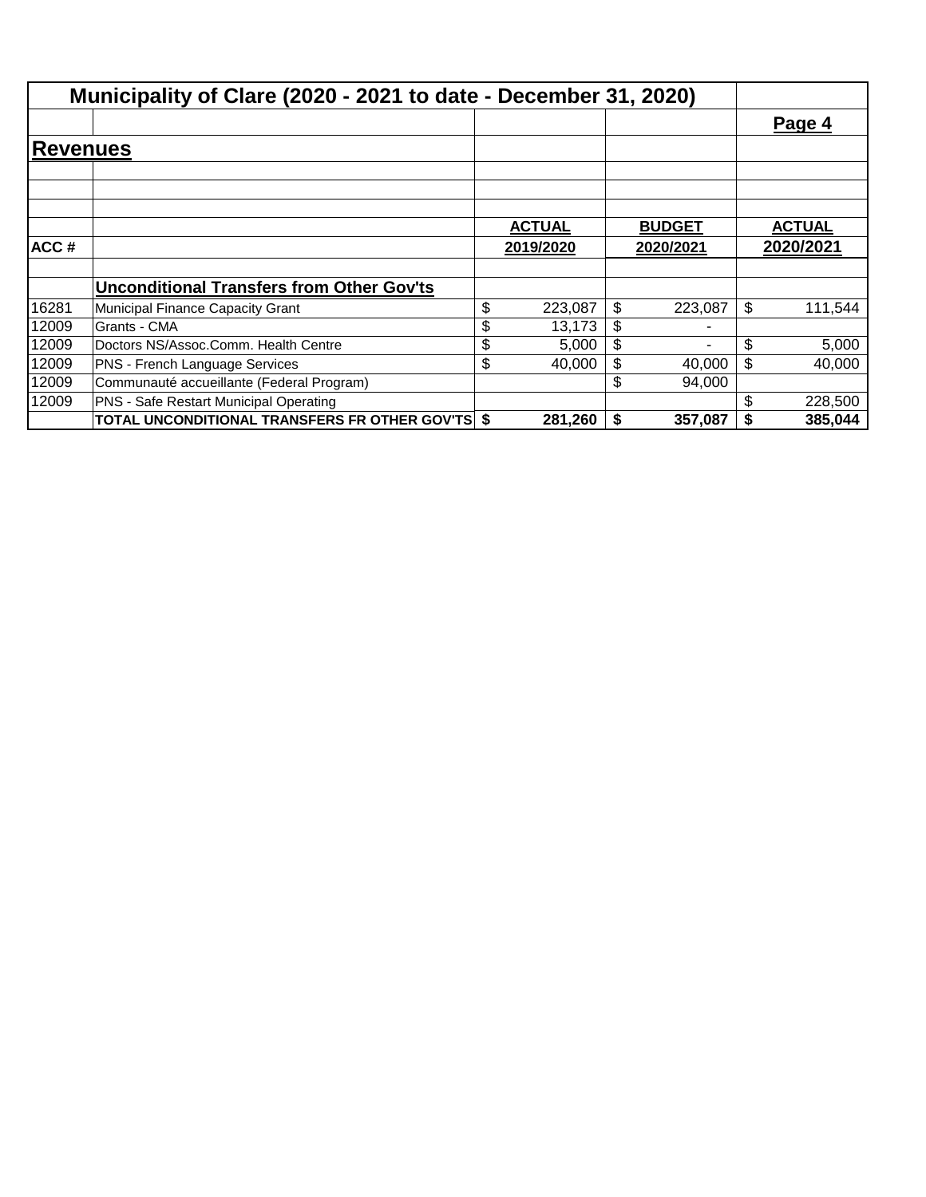# Municipality of Clare (2020 - 2021 to date - December 31, 2020)

**Page 4**

## Revenues

| ACC # | | ACTUAL 2019/2020 | BUDGET 2020/2021 | ACTUAL 2020/2021 |
|---|---|---|---|---|
| | **Unconditional Transfers from Other Gov'ts** | | | |
| 16281 | Municipal Finance Capacity Grant | $ 223,087 | $ 223,087 | $ 111,544 |
| 12009 | Grants - CMA | $ 13,173 | $ - | |
| 12009 | Doctors NS/Assoc.Comm. Health Centre | $ 5,000 | $ - | $ 5,000 |
| 12009 | PNS - French Language Services | $ 40,000 | $ 40,000 | $ 40,000 |
| 12009 | Communauté accueillante (Federal Program) | | $ 94,000 | |
| 12009 | PNS - Safe Restart Municipal Operating | | | $ 228,500 |
| | **TOTAL UNCONDITIONAL TRANSFERS FR OTHER GOV'TS** | **$ 281,260** | **$ 357,087** | **$ 385,044** |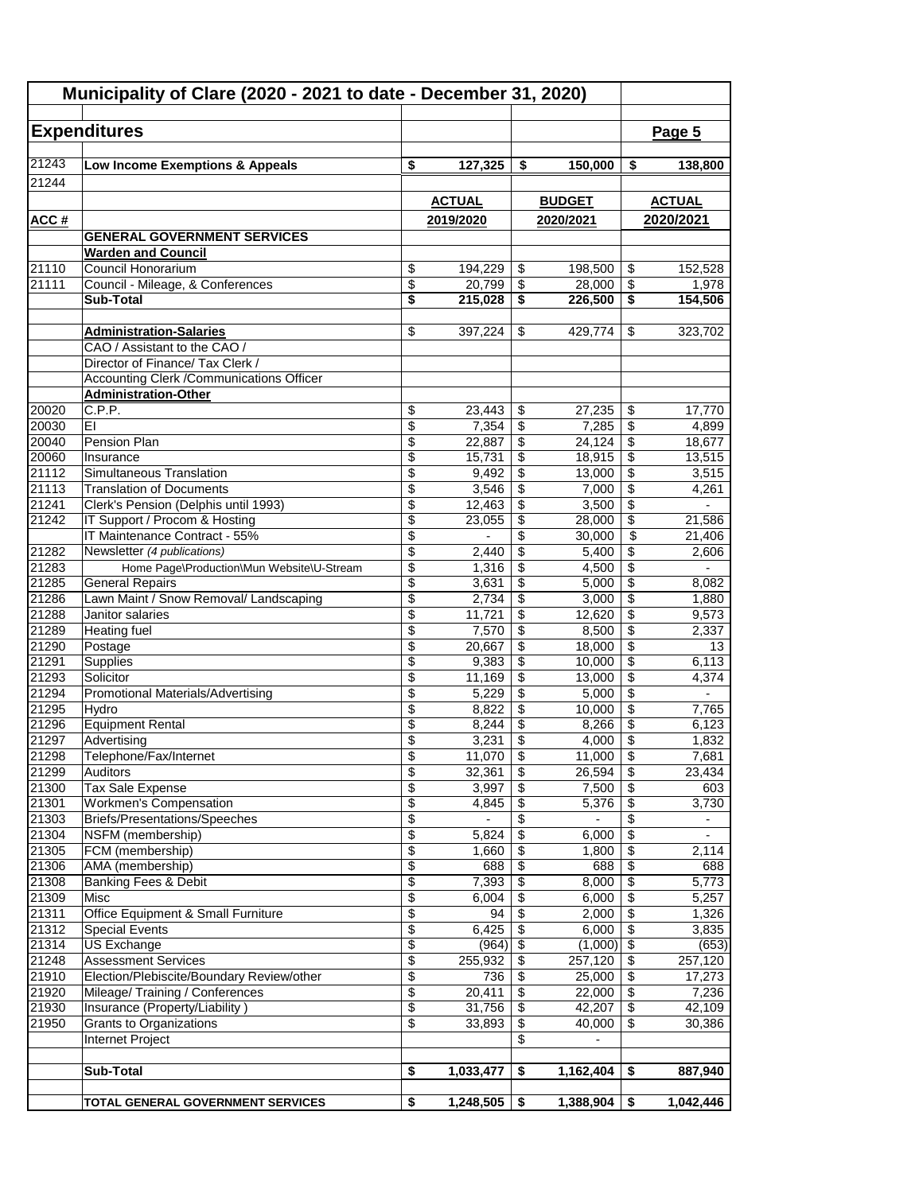## Municipality of Clare (2020 - 2021 to date - December 31, 2020)

### Expenditures

**Page 5**

| ACC # | | ACTUAL 2019/2020 | BUDGET 2020/2021 | ACTUAL 2020/2021 |
|---|---|---|---|---|
| 21243 | **Low Income Exemptions & Appeals** | **$ 127,325** | **$ 150,000** | **$ 138,800** |
| 21244 | | | | |
| | **GENERAL GOVERNMENT SERVICES** | | | |
| | **Warden and Council** | | | |
| 21110 | Council Honorarium | $ 194,229 | $ 198,500 | $ 152,528 |
| 21111 | Council - Mileage, & Conferences | $ 20,799 | $ 28,000 | $ 1,978 |
| | **Sub-Total** | **$ 215,028** | **$ 226,500** | **$ 154,506** |
| | | | | |
| | **Administration-Salaries** | $ 397,224 | $ 429,774 | $ 323,702 |
| | CAO / Assistant to the CAO / | | | |
| | Director of Finance/ Tax Clerk / | | | |
| | Accounting Clerk /Communications Officer | | | |
| | **Administration-Other** | | | |
| 20020 | C.P.P. | $ 23,443 | $ 27,235 | $ 17,770 |
| 20030 | EI | $ 7,354 | $ 7,285 | $ 4,899 |
| 20040 | Pension Plan | $ 22,887 | $ 24,124 | $ 18,677 |
| 20060 | Insurance | $ 15,731 | $ 18,915 | $ 13,515 |
| 21112 | Simultaneous Translation | $ 9,492 | $ 13,000 | $ 3,515 |
| 21113 | Translation of Documents | $ 3,546 | $ 7,000 | $ 4,261 |
| 21241 | Clerk's Pension (Delphis until 1993) | $ 12,463 | $ 3,500 | $ - |
| 21242 | IT Support / Procom & Hosting | $ 23,055 | $ 28,000 | $ 21,586 |
| | IT Maintenance Contract - 55% | $ - | $ 30,000 | $ 21,406 |
| 21282 | Newsletter *(4 publications)* | $ 2,440 | $ 5,400 | $ 2,606 |
| 21283 | Home Page\Production\Mun Website\U-Stream | $ 1,316 | $ 4,500 | $ - |
| 21285 | General Repairs | $ 3,631 | $ 5,000 | $ 8,082 |
| 21286 | Lawn Maint / Snow Removal/ Landscaping | $ 2,734 | $ 3,000 | $ 1,880 |
| 21288 | Janitor salaries | $ 11,721 | $ 12,620 | $ 9,573 |
| 21289 | Heating fuel | $ 7,570 | $ 8,500 | $ 2,337 |
| 21290 | Postage | $ 20,667 | $ 18,000 | $ 13 |
| 21291 | Supplies | $ 9,383 | $ 10,000 | $ 6,113 |
| 21293 | Solicitor | $ 11,169 | $ 13,000 | $ 4,374 |
| 21294 | Promotional Materials/Advertising | $ 5,229 | $ 5,000 | $ - |
| 21295 | Hydro | $ 8,822 | $ 10,000 | $ 7,765 |
| 21296 | Equipment Rental | $ 8,244 | $ 8,266 | $ 6,123 |
| 21297 | Advertising | $ 3,231 | $ 4,000 | $ 1,832 |
| 21298 | Telephone/Fax/Internet | $ 11,070 | $ 11,000 | $ 7,681 |
| 21299 | Auditors | $ 32,361 | $ 26,594 | $ 23,434 |
| 21300 | Tax Sale Expense | $ 3,997 | $ 7,500 | $ 603 |
| 21301 | Workmen's Compensation | $ 4,845 | $ 5,376 | $ 3,730 |
| 21303 | Briefs/Presentations/Speeches | $ - | $ - | $ - |
| 21304 | NSFM (membership) | $ 5,824 | $ 6,000 | $ - |
| 21305 | FCM (membership) | $ 1,660 | $ 1,800 | $ 2,114 |
| 21306 | AMA (membership) | $ 688 | $ 688 | $ 688 |
| 21308 | Banking Fees & Debit | $ 7,393 | $ 8,000 | $ 5,773 |
| 21309 | Misc | $ 6,004 | $ 6,000 | $ 5,257 |
| 21311 | Office Equipment & Small Furniture | $ 94 | $ 2,000 | $ 1,326 |
| 21312 | Special Events | $ 6,425 | $ 6,000 | $ 3,835 |
| 21314 | US Exchange | $ (964) | $ (1,000) | $ (653) |
| 21248 | Assessment Services | $ 255,932 | $ 257,120 | $ 257,120 |
| 21910 | Election/Plebiscite/Boundary Review/other | $ 736 | $ 25,000 | $ 17,273 |
| 21920 | Mileage/ Training / Conferences | $ 20,411 | $ 22,000 | $ 7,236 |
| 21930 | Insurance (Property/Liability ) | $ 31,756 | $ 42,207 | $ 42,109 |
| 21950 | Grants to Organizations | $ 33,893 | $ 40,000 | $ 30,386 |
| | Internet Project | | $ - | |
| | | | | |
| | **Sub-Total** | **$ 1,033,477** | **$ 1,162,404** | **$ 887,940** |
| | | | | |
| | **TOTAL GENERAL GOVERNMENT SERVICES** | **$ 1,248,505** | **$ 1,388,904** | **$ 1,042,446** |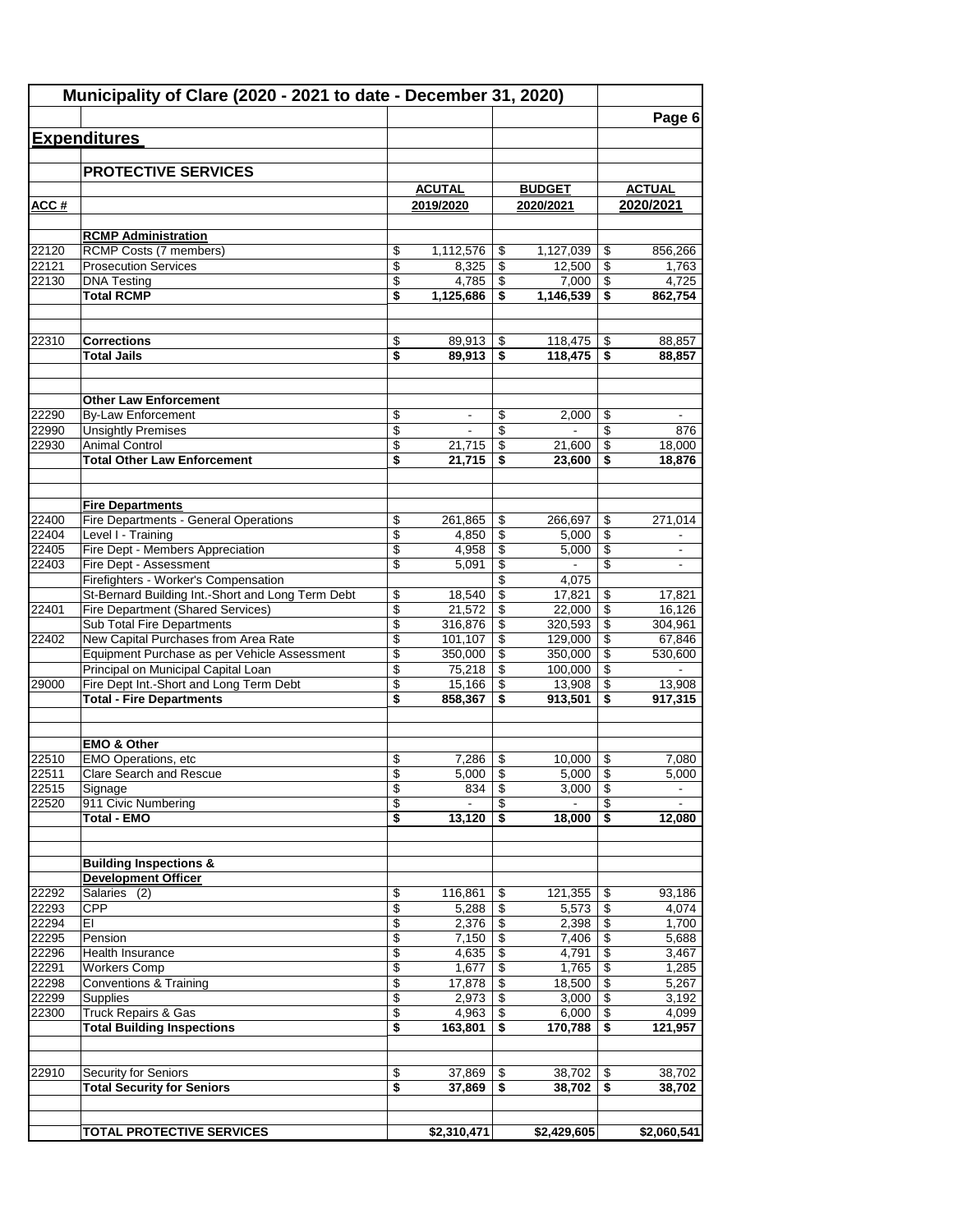## Municipality of Clare (2020 - 2021 to date - December 31, 2020)

### Expenditures

#### PROTECTIVE SERVICES

| ACC # | | ACUTAL 2019/2020 | BUDGET 2020/2021 | ACTUAL 2020/2021 |
|---|---|---|---|---|
| | **RCMP Administration** | | | |
| 22120 | RCMP Costs (7 members) | $ 1,112,576 | $ 1,127,039 | $ 856,266 |
| 22121 | Prosecution Services | $ 8,325 | $ 12,500 | $ 1,763 |
| 22130 | DNA Testing | $ 4,785 | $ 7,000 | $ 4,725 |
| | **Total RCMP** | **$ 1,125,686** | **$ 1,146,539** | **$ 862,754** |
| | | | | |
| 22310 | **Corrections** | $ 89,913 | $ 118,475 | $ 88,857 |
| | **Total Jails** | **$ 89,913** | **$ 118,475** | **$ 88,857** |
| | | | | |
| | **Other Law Enforcement** | | | |
| 22290 | By-Law Enforcement | $ - | $ 2,000 | $ - |
| 22990 | Unsightly Premises | $ - | $ - | $ 876 |
| 22930 | Animal Control | $ 21,715 | $ 21,600 | $ 18,000 |
| | **Total Other Law Enforcement** | **$ 21,715** | **$ 23,600** | **$ 18,876** |
| | | | | |
| | **Fire Departments** | | | |
| 22400 | Fire Departments - General Operations | $ 261,865 | $ 266,697 | $ 271,014 |
| 22404 | Level I - Training | $ 4,850 | $ 5,000 | $ - |
| 22405 | Fire Dept - Members Appreciation | $ 4,958 | $ 5,000 | $ - |
| 22403 | Fire Dept - Assessment | $ 5,091 | $ - | $ - |
| | Firefighters - Worker's Compensation | | $ 4,075 | |
| | St-Bernard Building Int.-Short and Long Term Debt | $ 18,540 | $ 17,821 | $ 17,821 |
| 22401 | Fire Department (Shared Services) | $ 21,572 | $ 22,000 | $ 16,126 |
| | Sub Total Fire Departments | $ 316,876 | $ 320,593 | $ 304,961 |
| 22402 | New Capital Purchases from Area Rate | $ 101,107 | $ 129,000 | $ 67,846 |
| | Equipment Purchase as per Vehicle Assessment | $ 350,000 | $ 350,000 | $ 530,600 |
| | Principal on Municipal Capital Loan | $ 75,218 | $ 100,000 | $ - |
| 29000 | Fire Dept Int.-Short and Long Term Debt | $ 15,166 | $ 13,908 | $ 13,908 |
| | **Total - Fire Departments** | **$ 858,367** | **$ 913,501** | **$ 917,315** |
| | | | | |
| | **EMO & Other** | | | |
| 22510 | EMO Operations, etc | $ 7,286 | $ 10,000 | $ 7,080 |
| 22511 | Clare Search and Rescue | $ 5,000 | $ 5,000 | $ 5,000 |
| 22515 | Signage | $ 834 | $ 3,000 | $ - |
| 22520 | 911 Civic Numbering | $ - | $ - | $ - |
| | **Total - EMO** | **$ 13,120** | **$ 18,000** | **$ 12,080** |
| | | | | |
| | **Building Inspections & Development Officer** | | | |
| 22292 | Salaries (2) | $ 116,861 | $ 121,355 | $ 93,186 |
| 22293 | CPP | $ 5,288 | $ 5,573 | $ 4,074 |
| 22294 | EI | $ 2,376 | $ 2,398 | $ 1,700 |
| 22295 | Pension | $ 7,150 | $ 7,406 | $ 5,688 |
| 22296 | Health Insurance | $ 4,635 | $ 4,791 | $ 3,467 |
| 22291 | Workers Comp | $ 1,677 | $ 1,765 | $ 1,285 |
| 22298 | Conventions & Training | $ 17,878 | $ 18,500 | $ 5,267 |
| 22299 | Supplies | $ 2,973 | $ 3,000 | $ 3,192 |
| 22300 | Truck Repairs & Gas | $ 4,963 | $ 6,000 | $ 4,099 |
| | **Total Building Inspections** | **$ 163,801** | **$ 170,788** | **$ 121,957** |
| | | | | |
| 22910 | Security for Seniors | $ 37,869 | $ 38,702 | $ 38,702 |
| | **Total Security for Seniors** | **$ 37,869** | **$ 38,702** | **$ 38,702** |
| | | | | |
| | **TOTAL PROTECTIVE SERVICES** | **$2,310,471** | **$2,429,605** | **$2,060,541** |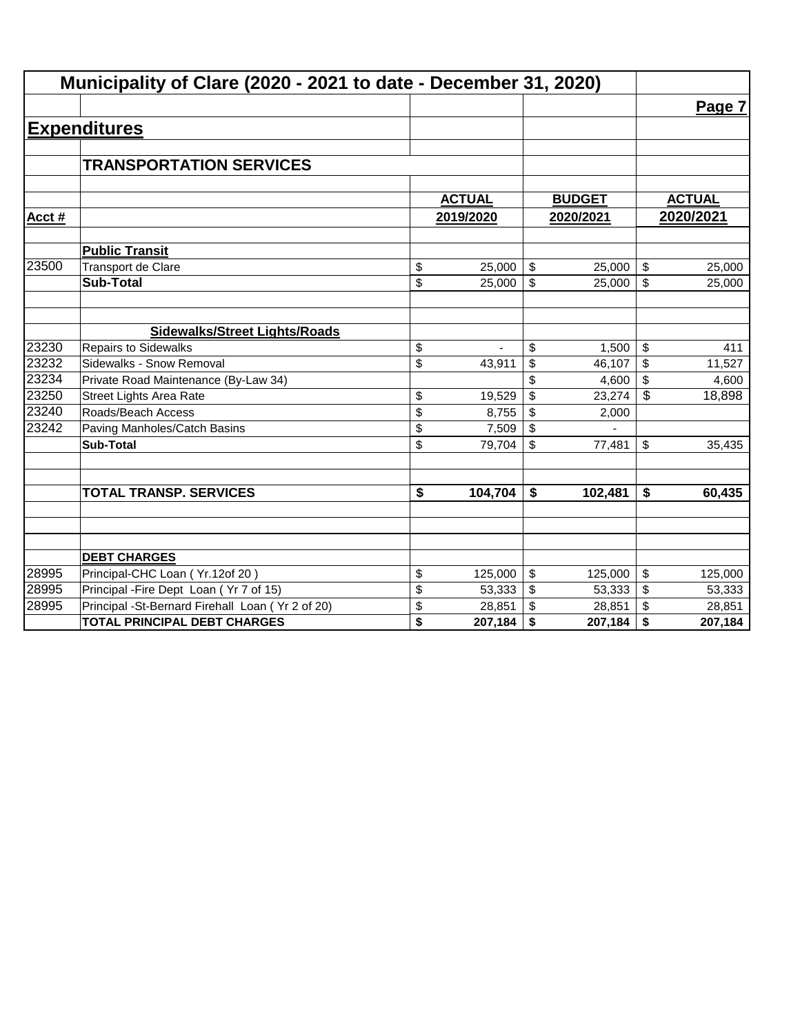# Municipality of Clare (2020 - 2021 to date - December 31, 2020)

**Page 7**

## Expenditures

### TRANSPORTATION SERVICES

| Acct # | | ACTUAL 2019/2020 | BUDGET 2020/2021 | ACTUAL 2020/2021 |
|---|---|---|---|---|
| | **Public Transit** | | | |
| 23500 | Transport de Clare | $ 25,000 | $ 25,000 | $ 25,000 |
| | **Sub-Total** | $ 25,000 | $ 25,000 | $ 25,000 |
| | | | | |
| | **Sidewalks/Street Lights/Roads** | | | |
| 23230 | Repairs to Sidewalks | $ - | $ 1,500 | $ 411 |
| 23232 | Sidewalks - Snow Removal | $ 43,911 | $ 46,107 | $ 11,527 |
| 23234 | Private Road Maintenance (By-Law 34) | | $ 4,600 | $ 4,600 |
| 23250 | Street Lights Area Rate | $ 19,529 | $ 23,274 | $ 18,898 |
| 23240 | Roads/Beach Access | $ 8,755 | $ 2,000 | |
| 23242 | Paving Manholes/Catch Basins | $ 7,509 | $ - | |
| | **Sub-Total** | $ 79,704 | $ 77,481 | $ 35,435 |
| | | | | |
| | **TOTAL TRANSP. SERVICES** | **$ 104,704** | **$ 102,481** | **$ 60,435** |
| | | | | |
| | **DEBT CHARGES** | | | |
| 28995 | Principal-CHC Loan ( Yr.12of 20 ) | $ 125,000 | $ 125,000 | $ 125,000 |
| 28995 | Principal -Fire Dept Loan ( Yr 7 of 15) | $ 53,333 | $ 53,333 | $ 53,333 |
| 28995 | Principal -St-Bernard Firehall Loan ( Yr 2 of 20) | $ 28,851 | $ 28,851 | $ 28,851 |
| | **TOTAL PRINCIPAL DEBT CHARGES** | **$ 207,184** | **$ 207,184** | **$ 207,184** |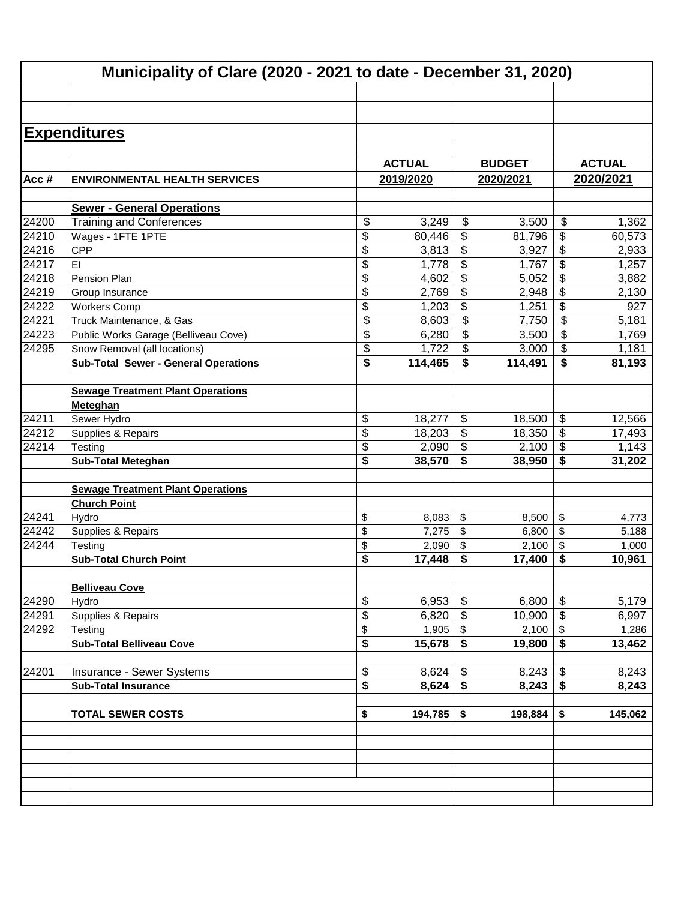# Municipality of Clare (2020 - 2021 to date - December 31, 2020)

## Expenditures

| Acc # | ENVIRONMENTAL HEALTH SERVICES | ACTUAL 2019/2020 | BUDGET 2020/2021 | ACTUAL 2020/2021 |
|---|---|---|---|---|
| | **Sewer - General Operations** | | | |
| 24200 | Training and Conferences | $ 3,249 | $ 3,500 | $ 1,362 |
| 24210 | Wages - 1FTE 1PTE | $ 80,446 | $ 81,796 | $ 60,573 |
| 24216 | CPP | $ 3,813 | $ 3,927 | $ 2,933 |
| 24217 | EI | $ 1,778 | $ 1,767 | $ 1,257 |
| 24218 | Pension Plan | $ 4,602 | $ 5,052 | $ 3,882 |
| 24219 | Group Insurance | $ 2,769 | $ 2,948 | $ 2,130 |
| 24222 | Workers Comp | $ 1,203 | $ 1,251 | $ 927 |
| 24221 | Truck Maintenance, & Gas | $ 8,603 | $ 7,750 | $ 5,181 |
| 24223 | Public Works Garage (Belliveau Cove) | $ 6,280 | $ 3,500 | $ 1,769 |
| 24295 | Snow Removal (all locations) | $ 1,722 | $ 3,000 | $ 1,181 |
| | **Sub-Total Sewer - General Operations** | **$ 114,465** | **$ 114,491** | **$ 81,193** |
| | **Sewage Treatment Plant Operations** | | | |
| | **Meteghan** | | | |
| 24211 | Sewer Hydro | $ 18,277 | $ 18,500 | $ 12,566 |
| 24212 | Supplies & Repairs | $ 18,203 | $ 18,350 | $ 17,493 |
| 24214 | Testing | $ 2,090 | $ 2,100 | $ 1,143 |
| | **Sub-Total Meteghan** | **$ 38,570** | **$ 38,950** | **$ 31,202** |
| | **Sewage Treatment Plant Operations** | | | |
| | **Church Point** | | | |
| 24241 | Hydro | $ 8,083 | $ 8,500 | $ 4,773 |
| 24242 | Supplies & Repairs | $ 7,275 | $ 6,800 | $ 5,188 |
| 24244 | Testing | $ 2,090 | $ 2,100 | $ 1,000 |
| | **Sub-Total Church Point** | **$ 17,448** | **$ 17,400** | **$ 10,961** |
| | **Belliveau Cove** | | | |
| 24290 | Hydro | $ 6,953 | $ 6,800 | $ 5,179 |
| 24291 | Supplies & Repairs | $ 6,820 | $ 10,900 | $ 6,997 |
| 24292 | Testing | $ 1,905 | $ 2,100 | $ 1,286 |
| | **Sub-Total Belliveau Cove** | **$ 15,678** | **$ 19,800** | **$ 13,462** |
| 24201 | Insurance - Sewer Systems | $ 8,624 | $ 8,243 | $ 8,243 |
| | **Sub-Total Insurance** | **$ 8,624** | **$ 8,243** | **$ 8,243** |
| | **TOTAL SEWER COSTS** | **$ 194,785** | **$ 198,884** | **$ 145,062** |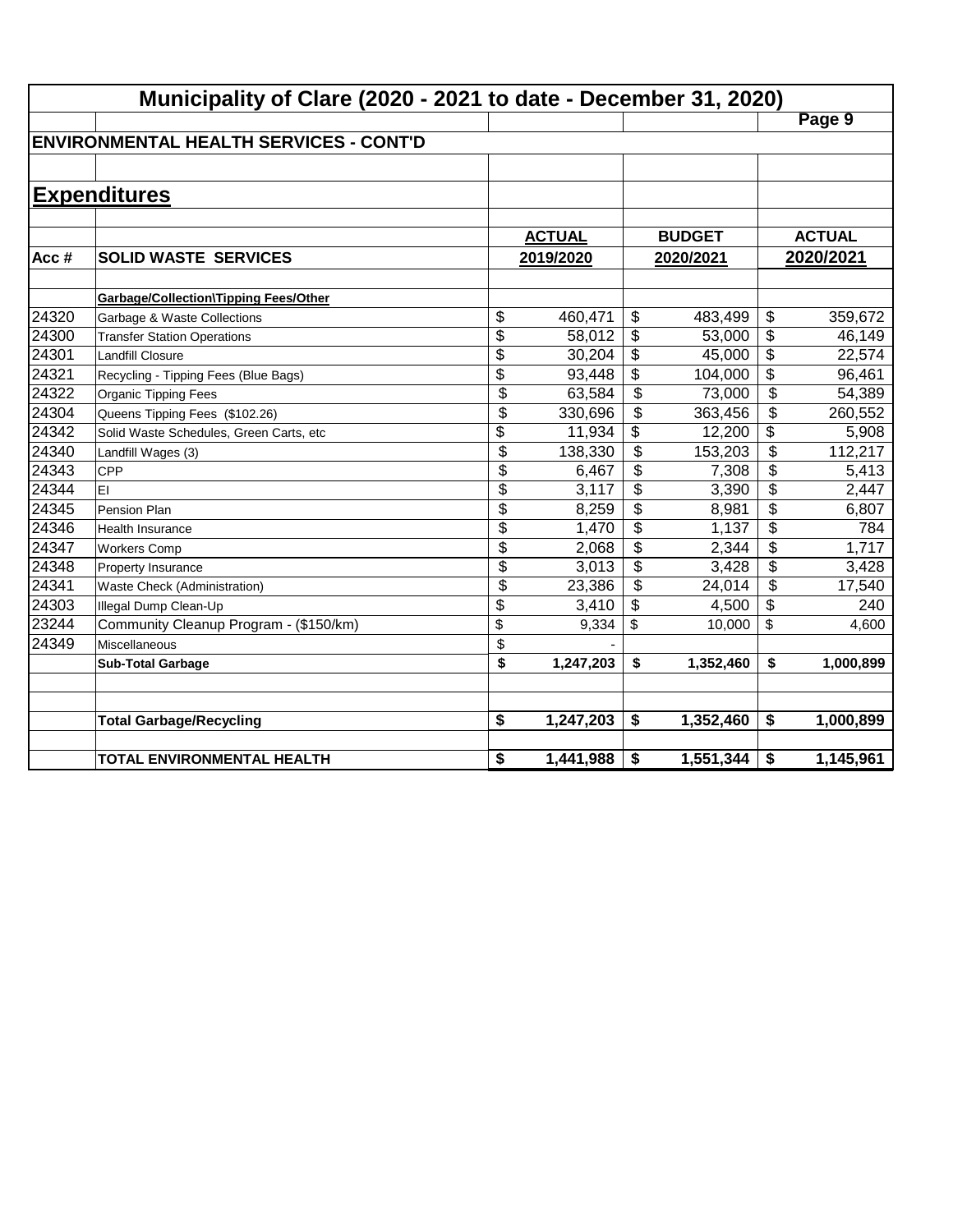# Municipality of Clare (2020 - 2021 to date - December 31, 2020)

## ENVIRONMENTAL HEALTH SERVICES - CONT'D

## Expenditures

| Acc # | SOLID WASTE SERVICES | ACTUAL 2019/2020 | BUDGET 2020/2021 | ACTUAL 2020/2021 |
|---|---|---|---|---|
| | **Garbage/Collection\Tipping Fees/Other** | | | |
| 24320 | Garbage & Waste Collections | $ 460,471 | $ 483,499 | $ 359,672 |
| 24300 | Transfer Station Operations | $ 58,012 | $ 53,000 | $ 46,149 |
| 24301 | Landfill Closure | $ 30,204 | $ 45,000 | $ 22,574 |
| 24321 | Recycling - Tipping Fees (Blue Bags) | $ 93,448 | $ 104,000 | $ 96,461 |
| 24322 | Organic Tipping Fees | $ 63,584 | $ 73,000 | $ 54,389 |
| 24304 | Queens Tipping Fees ($102.26) | $ 330,696 | $ 363,456 | $ 260,552 |
| 24342 | Solid Waste Schedules, Green Carts, etc | $ 11,934 | $ 12,200 | $ 5,908 |
| 24340 | Landfill Wages (3) | $ 138,330 | $ 153,203 | $ 112,217 |
| 24343 | CPP | $ 6,467 | $ 7,308 | $ 5,413 |
| 24344 | EI | $ 3,117 | $ 3,390 | $ 2,447 |
| 24345 | Pension Plan | $ 8,259 | $ 8,981 | $ 6,807 |
| 24346 | Health Insurance | $ 1,470 | $ 1,137 | $ 784 |
| 24347 | Workers Comp | $ 2,068 | $ 2,344 | $ 1,717 |
| 24348 | Property Insurance | $ 3,013 | $ 3,428 | $ 3,428 |
| 24341 | Waste Check (Administration) | $ 23,386 | $ 24,014 | $ 17,540 |
| 24303 | Illegal Dump Clean-Up | $ 3,410 | $ 4,500 | $ 240 |
| 23244 | Community Cleanup Program - ($150/km) | $ 9,334 | $ 10,000 | $ 4,600 |
| 24349 | Miscellaneous | $ - | | |
| | **Sub-Total Garbage** | **$ 1,247,203** | **$ 1,352,460** | **$ 1,000,899** |
| | | | | |
| | **Total Garbage/Recycling** | **$ 1,247,203** | **$ 1,352,460** | **$ 1,000,899** |
| | | | | |
| | **TOTAL ENVIRONMENTAL HEALTH** | **$ 1,441,988** | **$ 1,551,344** | **$ 1,145,961** |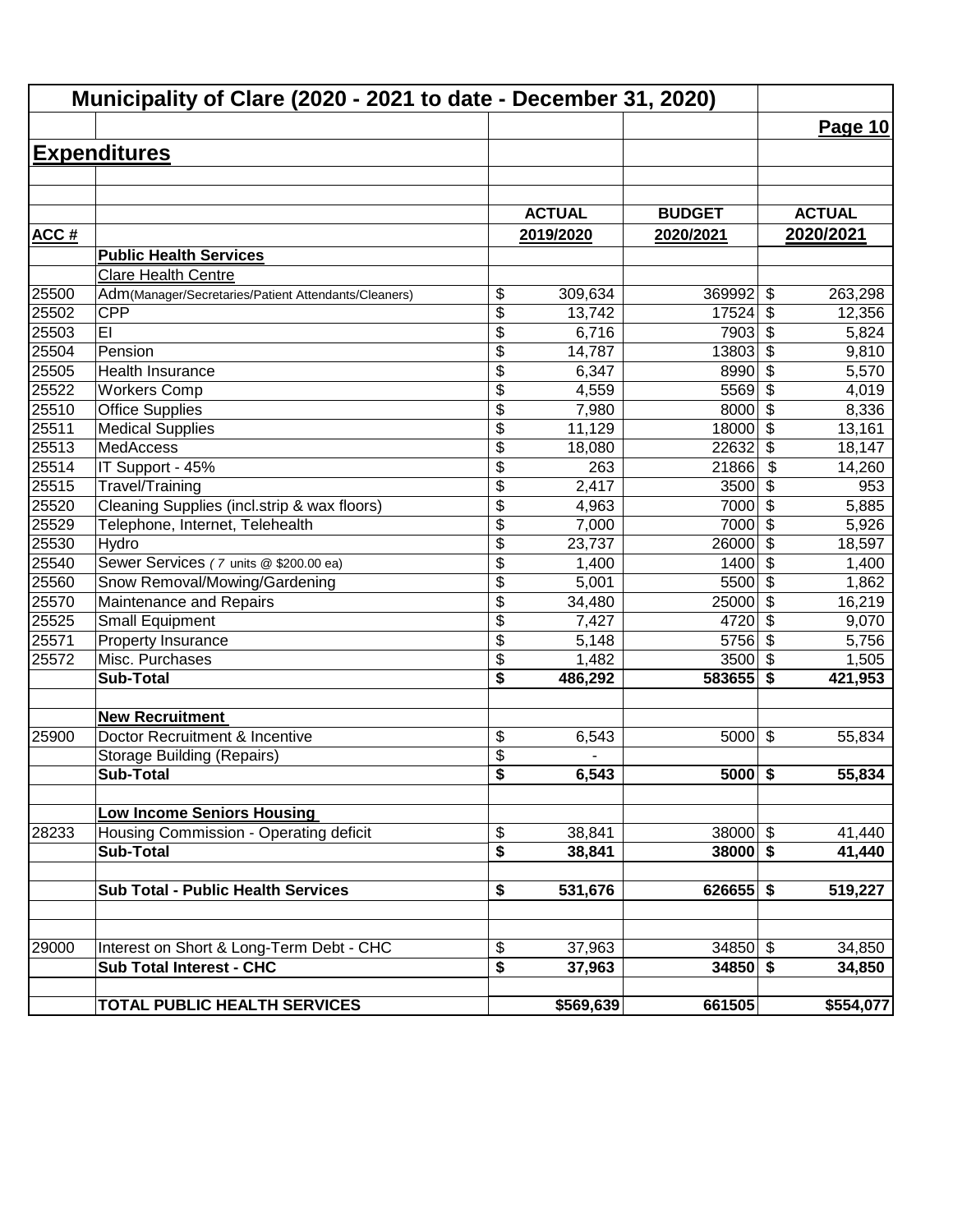# Municipality of Clare (2020 - 2021 to date - December 31, 2020)

## Expenditures

| ACC # | | ACTUAL 2019/2020 | BUDGET 2020/2021 | ACTUAL 2020/2021 |
|---|---|---|---|---|
| | **Public Health Services** | | | |
| | Clare Health Centre | | | |
| 25500 | Adm(Manager/Secretaries/Patient Attendants/Cleaners) | $ 309,634 | 369992 | $ 263,298 |
| 25502 | CPP | $ 13,742 | 17524 | $ 12,356 |
| 25503 | EI | $ 6,716 | 7903 | $ 5,824 |
| 25504 | Pension | $ 14,787 | 13803 | $ 9,810 |
| 25505 | Health Insurance | $ 6,347 | 8990 | $ 5,570 |
| 25522 | Workers Comp | $ 4,559 | 5569 | $ 4,019 |
| 25510 | Office Supplies | $ 7,980 | 8000 | $ 8,336 |
| 25511 | Medical Supplies | $ 11,129 | 18000 | $ 13,161 |
| 25513 | MedAccess | $ 18,080 | 22632 | $ 18,147 |
| 25514 | IT Support - 45% | $ 263 | 21866 | $ 14,260 |
| 25515 | Travel/Training | $ 2,417 | 3500 | $ 953 |
| 25520 | Cleaning Supplies (incl.strip & wax floors) | $ 4,963 | 7000 | $ 5,885 |
| 25529 | Telephone, Internet, Telehealth | $ 7,000 | 7000 | $ 5,926 |
| 25530 | Hydro | $ 23,737 | 26000 | $ 18,597 |
| 25540 | Sewer Services ( 7 units @ $200.00 ea) | $ 1,400 | 1400 | $ 1,400 |
| 25560 | Snow Removal/Mowing/Gardening | $ 5,001 | 5500 | $ 1,862 |
| 25570 | Maintenance and Repairs | $ 34,480 | 25000 | $ 16,219 |
| 25525 | Small Equipment | $ 7,427 | 4720 | $ 9,070 |
| 25571 | Property Insurance | $ 5,148 | 5756 | $ 5,756 |
| 25572 | Misc. Purchases | $ 1,482 | 3500 | $ 1,505 |
| | **Sub-Total** | **$ 486,292** | **583655** | **$ 421,953** |
| | | | | |
| | **New Recruitment** | | | |
| 25900 | Doctor Recruitment & Incentive | $ 6,543 | 5000 | $ 55,834 |
| | Storage Building (Repairs) | $ - | | |
| | **Sub-Total** | **$ 6,543** | **5000** | **$ 55,834** |
| | | | | |
| | **Low Income Seniors Housing** | | | |
| 28233 | Housing Commission - Operating deficit | $ 38,841 | 38000 | $ 41,440 |
| | **Sub-Total** | **$ 38,841** | **38000** | **$ 41,440** |
| | | | | |
| | **Sub Total - Public Health Services** | **$ 531,676** | **626655** | **$ 519,227** |
| | | | | |
| 29000 | Interest on Short & Long-Term Debt - CHC | $ 37,963 | 34850 | $ 34,850 |
| | **Sub Total Interest - CHC** | **$ 37,963** | **34850** | **$ 34,850** |
| | | | | |
| | **TOTAL PUBLIC HEALTH SERVICES** | **$569,639** | **661505** | **$554,077** |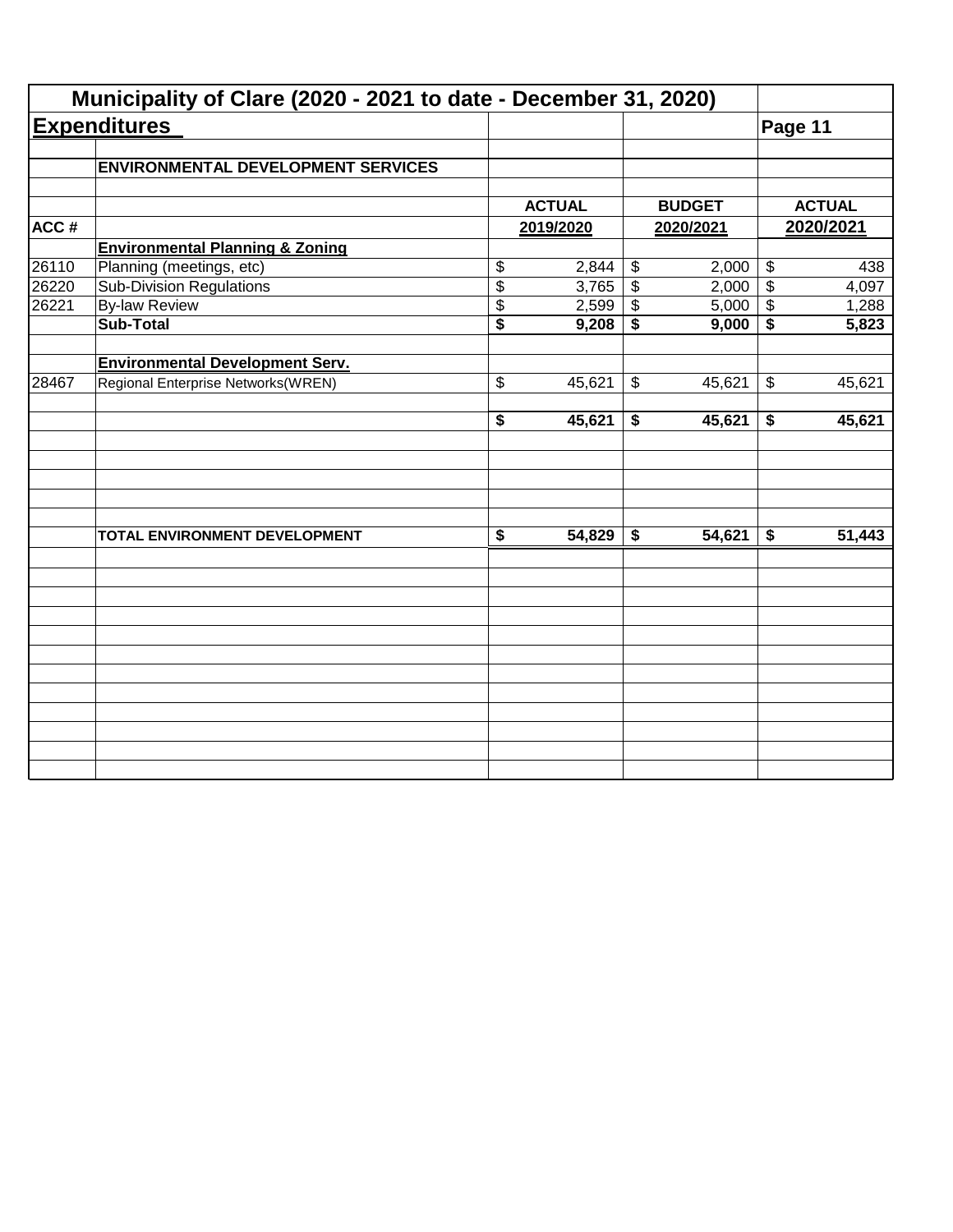# Municipality of Clare (2020 - 2021 to date - December 31, 2020)

## Expenditures

Page 11

| ACC # | ENVIRONMENTAL DEVELOPMENT SERVICES | ACTUAL 2019/2020 | BUDGET 2020/2021 | ACTUAL 2020/2021 |
|---|---|---|---|---|
| | **Environmental Planning & Zoning** | | | |
| 26110 | Planning (meetings, etc) | $ 2,844 | $ 2,000 | $ 438 |
| 26220 | Sub-Division Regulations | $ 3,765 | $ 2,000 | $ 4,097 |
| 26221 | By-law Review | $ 2,599 | $ 5,000 | $ 1,288 |
| | **Sub-Total** | **$ 9,208** | **$ 9,000** | **$ 5,823** |
| | | | | |
| | **Environmental Development Serv.** | | | |
| 28467 | Regional Enterprise Networks(WREN) | $ 45,621 | $ 45,621 | $ 45,621 |
| | | | | |
| | | **$ 45,621** | **$ 45,621** | **$ 45,621** |
| | | | | |
| | **TOTAL ENVIRONMENT DEVELOPMENT** | **$ 54,829** | **$ 54,621** | **$ 51,443** |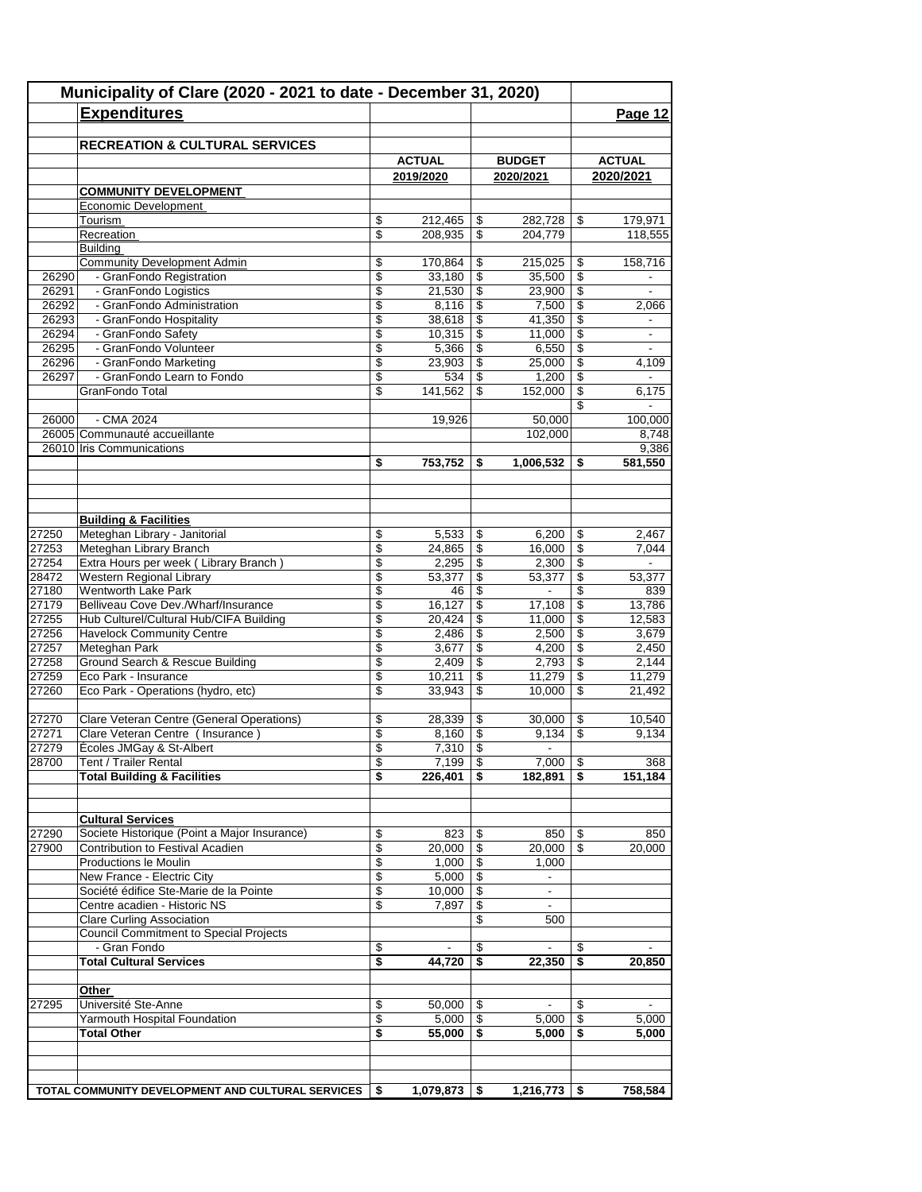# Municipality of Clare (2020 - 2021 to date - December 31, 2020)

## Expenditures

Page 12

### RECREATION & CULTURAL SERVICES

| | | ACTUAL 2019/2020 | BUDGET 2020/2021 | ACTUAL 2020/2021 |
|---|---|---|---|---|
| | **COMMUNITY DEVELOPMENT** | | | |
| | Economic Development | | | |
| | Tourism | $ 212,465 | $ 282,728 | $ 179,971 |
| | Recreation | $ 208,935 | $ 204,779 | 118,555 |
| | Building | | | |
| | Community Development Admin | $ 170,864 | $ 215,025 | $ 158,716 |
| 26290 | - GranFondo Registration | $ 33,180 | $ 35,500 | $ - |
| 26291 | - GranFondo Logistics | $ 21,530 | $ 23,900 | $ - |
| 26292 | - GranFondo Administration | $ 8,116 | $ 7,500 | $ 2,066 |
| 26293 | - GranFondo Hospitality | $ 38,618 | $ 41,350 | $ - |
| 26294 | - GranFondo Safety | $ 10,315 | $ 11,000 | $ - |
| 26295 | - GranFondo Volunteer | $ 5,366 | $ 6,550 | $ - |
| 26296 | - GranFondo Marketing | $ 23,903 | $ 25,000 | $ 4,109 |
| 26297 | - GranFondo Learn to Fondo | $ 534 | $ 1,200 | $ - |
| | GranFondo Total | $ 141,562 | $ 152,000 | $ 6,175 |
| | | | | $ - |
| 26000 | - CMA 2024 | 19,926 | 50,000 | 100,000 |
| 26005 | Communauté accueillante | | 102,000 | 8,748 |
| 26010 | Iris Communications | | | 9,386 |
| | | **$ 753,752** | **$ 1,006,532** | **$ 581,550** |
| | | | | |
| | **Building & Facilities** | | | |
| 27250 | Meteghan Library - Janitorial | $ 5,533 | $ 6,200 | $ 2,467 |
| 27253 | Meteghan Library Branch | $ 24,865 | $ 16,000 | $ 7,044 |
| 27254 | Extra Hours per week ( Library Branch ) | $ 2,295 | $ 2,300 | $ - |
| 28472 | Western Regional Library | $ 53,377 | $ 53,377 | $ 53,377 |
| 27180 | Wentworth Lake Park | $ 46 | $ - | $ 839 |
| 27179 | Belliveau Cove Dev./Wharf/Insurance | $ 16,127 | $ 17,108 | $ 13,786 |
| 27255 | Hub Culturel/Cultural Hub/CIFA Building | $ 20,424 | $ 11,000 | $ 12,583 |
| 27256 | Havelock Community Centre | $ 2,486 | $ 2,500 | $ 3,679 |
| 27257 | Meteghan Park | $ 3,677 | $ 4,200 | $ 2,450 |
| 27258 | Ground Search & Rescue Building | $ 2,409 | $ 2,793 | $ 2,144 |
| 27259 | Eco Park - Insurance | $ 10,211 | $ 11,279 | $ 11,279 |
| 27260 | Eco Park - Operations (hydro, etc) | $ 33,943 | $ 10,000 | $ 21,492 |
| | | | | |
| 27270 | Clare Veteran Centre (General Operations) | $ 28,339 | $ 30,000 | $ 10,540 |
| 27271 | Clare Veteran Centre ( Insurance ) | $ 8,160 | $ 9,134 | $ 9,134 |
| 27279 | Ecoles JMGay & St-Albert | $ 7,310 | $ - | |
| 28700 | Tent / Trailer Rental | $ 7,199 | $ 7,000 | $ 368 |
| | **Total Building & Facilities** | **$ 226,401** | **$ 182,891** | **$ 151,184** |
| | | | | |
| | **Cultural Services** | | | |
| 27290 | Societe Historique (Point a Major Insurance) | $ 823 | $ 850 | $ 850 |
| 27900 | Contribution to Festival Acadien | $ 20,000 | $ 20,000 | $ 20,000 |
| | Productions le Moulin | $ 1,000 | $ 1,000 | |
| | New France - Electric City | $ 5,000 | $ - | |
| | Société édifice Ste-Marie de la Pointe | $ 10,000 | $ - | |
| | Centre acadien - Historic NS | $ 7,897 | $ - | |
| | Clare Curling Association | | $ 500 | |
| | Council Commitment to Special Projects | | | |
| | - Gran Fondo | $ - | $ - | $ - |
| | **Total Cultural Services** | **$ 44,720** | **$ 22,350** | **$ 20,850** |
| | | | | |
| | **Other** | | | |
| 27295 | Université Ste-Anne | $ 50,000 | $ - | $ - |
| | Yarmouth Hospital Foundation | $ 5,000 | $ 5,000 | $ 5,000 |
| | **Total Other** | **$ 55,000** | **$ 5,000** | **$ 5,000** |
| | | | | |
| | **TOTAL COMMUNITY DEVELOPMENT AND CULTURAL SERVICES** | **$ 1,079,873** | **$ 1,216,773** | **$ 758,584** |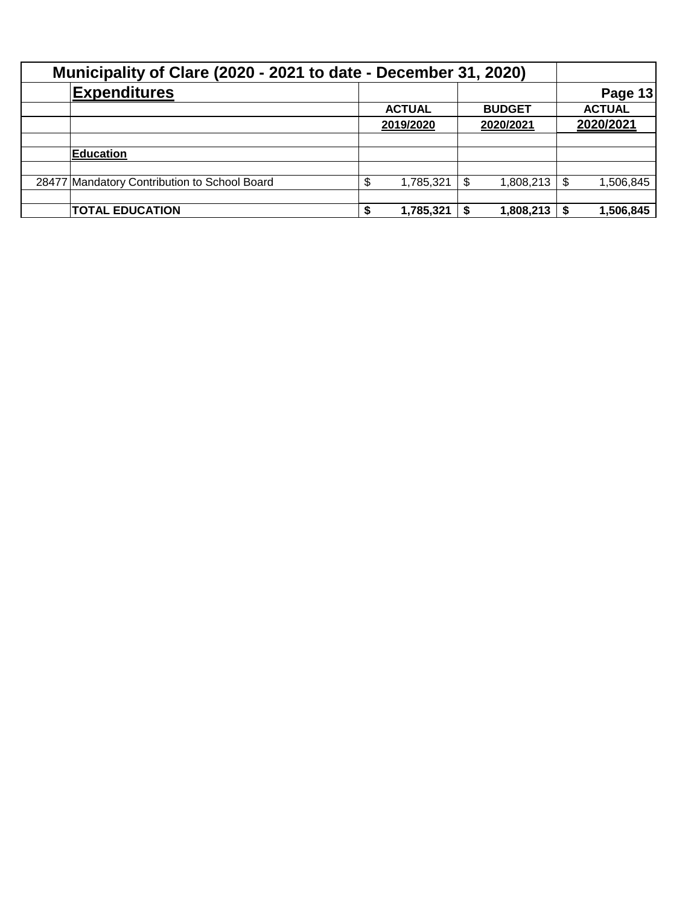| | Municipality of Clare (2020 - 2021 to date - December 31, 2020) | | | |
|---|---|---|---|---|
| | **Expenditures** | | | **Page 13** |
| | | **ACTUAL** | **BUDGET** | **ACTUAL** |
| | | **2019/2020** | **2020/2021** | **2020/2021** |
| | | | | |
| | **Education** | | | |
| | | | | |
| 28477 | Mandatory Contribution to School Board | $ 1,785,321 | $ 1,808,213 | $ 1,506,845 |
| | | | | |
| | **TOTAL EDUCATION** | **$ 1,785,321** | **$ 1,808,213** | **$ 1,506,845** |